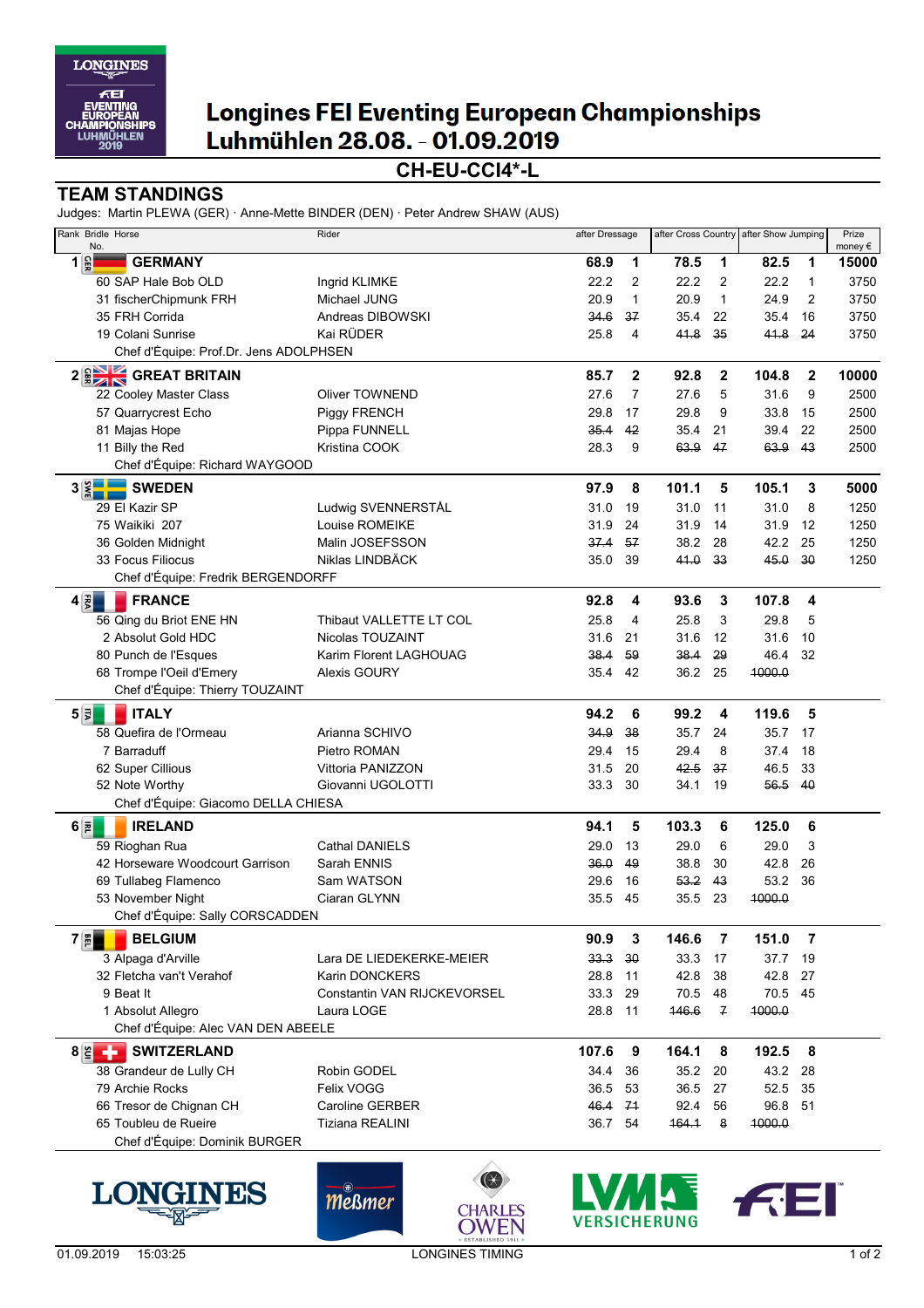# Longines FEI Eventing European Championships

## Luhmühlen 28.08. - 01.09.2019

### CH-EU-CCI4*-L

## TEAM STANDINGS

Judges: Martin PLEWA (GER) · Anne-Mette BINDER (DEN) · Peter Andrew SHAW (AUS)

| Rank | Bridle No. | Horse | Rider | after Dressage | | after Cross Country | | after Show Jumping | | Prize money € |
|---|---|---|---|---|---|---|---|---|---|---|
| 1 | GER | **GERMANY** | | **68.9** | **1** | **78.5** | **1** | **82.5** | **1** | **15000** |
| | 60 | SAP Hale Bob OLD | Ingrid KLIMKE | 22.2 | 2 | 22.2 | 2 | 22.2 | 1 | 3750 |
| | 31 | fischerChipmunk FRH | Michael JUNG | 20.9 | 1 | 20.9 | 1 | 24.9 | 2 | 3750 |
| | 35 | FRH Corrida | Andreas DIBOWSKI | ~~34.6~~ | ~~37~~ | 35.4 | 22 | 35.4 | 16 | 3750 |
| | 19 | Colani Sunrise | Kai RÜDER | 25.8 | 4 | ~~41.8~~ | ~~35~~ | ~~41.8~~ | ~~24~~ | 3750 |
| | | Chef d'Équipe: Prof.Dr. Jens ADOLPHSEN | | | | | | | | |
| 2 | GBR | **GREAT BRITAIN** | | **85.7** | **2** | **92.8** | **2** | **104.8** | **2** | **10000** |
| | 22 | Cooley Master Class | Oliver TOWNEND | 27.6 | 7 | 27.6 | 5 | 31.6 | 9 | 2500 |
| | 57 | Quarrycrest Echo | Piggy FRENCH | 29.8 | 17 | 29.8 | 9 | 33.8 | 15 | 2500 |
| | 81 | Majas Hope | Pippa FUNNELL | ~~35.4~~ | ~~42~~ | 35.4 | 21 | 39.4 | 22 | 2500 |
| | 11 | Billy the Red | Kristina COOK | 28.3 | 9 | ~~63.9~~ | ~~47~~ | ~~63.9~~ | ~~43~~ | 2500 |
| | | Chef d'Équipe: Richard WAYGOOD | | | | | | | | |
| 3 | SWE | **SWEDEN** | | **97.9** | **8** | **101.1** | **5** | **105.1** | **3** | **5000** |
| | 29 | El Kazir SP | Ludwig SVENNERSTÅL | 31.0 | 19 | 31.0 | 11 | 31.0 | 8 | 1250 |
| | 75 | Waikiki 207 | Louise ROMEIKE | 31.9 | 24 | 31.9 | 14 | 31.9 | 12 | 1250 |
| | 36 | Golden Midnight | Malin JOSEFSSON | ~~37.4~~ | ~~57~~ | 38.2 | 28 | 42.2 | 25 | 1250 |
| | 33 | Focus Filiocus | Niklas LINDBÄCK | 35.0 | 39 | ~~41.0~~ | ~~33~~ | ~~45.0~~ | ~~30~~ | 1250 |
| | | Chef d'Équipe: Fredrik BERGENDORFF | | | | | | | | |
| 4 | FRA | **FRANCE** | | **92.8** | **4** | **93.6** | **3** | **107.8** | **4** | |
| | 56 | Qing du Briot ENE HN | Thibaut VALLETTE LT COL | 25.8 | 4 | 25.8 | 3 | 29.8 | 5 | |
| | 2 | Absolut Gold HDC | Nicolas TOUZAINT | 31.6 | 21 | 31.6 | 12 | 31.6 | 10 | |
| | 80 | Punch de l'Esques | Karim Florent LAGHOUAG | ~~38.4~~ | ~~59~~ | ~~38.4~~ | ~~29~~ | 46.4 | 32 | |
| | 68 | Trompe l'Oeil d'Emery | Alexis GOURY | 35.4 | 42 | 36.2 | 25 | ~~1000.0~~ | | |
| | | Chef d'Équipe: Thierry TOUZAINT | | | | | | | | |
| 5 | ITA | **ITALY** | | **94.2** | **6** | **99.2** | **4** | **119.6** | **5** | |
| | 58 | Quefira de l'Ormeau | Arianna SCHIVO | ~~34.9~~ | ~~38~~ | 35.7 | 24 | 35.7 | 17 | |
| | 7 | Barraduff | Pietro ROMAN | 29.4 | 15 | 29.4 | 8 | 37.4 | 18 | |
| | 62 | Super Cillious | Vittoria PANIZZON | 31.5 | 20 | ~~42.5~~ | ~~37~~ | 46.5 | 33 | |
| | 52 | Note Worthy | Giovanni UGOLOTTI | 33.3 | 30 | 34.1 | 19 | ~~56.5~~ | ~~40~~ | |
| | | Chef d'Équipe: Giacomo DELLA CHIESA | | | | | | | | |
| 6 | IRL | **IRELAND** | | **94.1** | **5** | **103.3** | **6** | **125.0** | **6** | |
| | 59 | Rioghan Rua | Cathal DANIELS | 29.0 | 13 | 29.0 | 6 | 29.0 | 3 | |
| | 42 | Horseware Woodcourt Garrison | Sarah ENNIS | ~~36.0~~ | ~~49~~ | 38.8 | 30 | 42.8 | 26 | |
| | 69 | Tullabeg Flamenco | Sam WATSON | 29.6 | 16 | ~~53.2~~ | ~~43~~ | 53.2 | 36 | |
| | 53 | November Night | Ciaran GLYNN | 35.5 | 45 | 35.5 | 23 | ~~1000.0~~ | | |
| | | Chef d'Équipe: Sally CORSCADDEN | | | | | | | | |
| 7 | BEL | **BELGIUM** | | **90.9** | **3** | **146.6** | **7** | **151.0** | **7** | |
| | 3 | Alpaga d'Arville | Lara DE LIEDEKERKE-MEIER | ~~33.3~~ | ~~30~~ | 33.3 | 17 | 37.7 | 19 | |
| | 32 | Fletcha van't Verahof | Karin DONCKERS | 28.8 | 11 | 42.8 | 38 | 42.8 | 27 | |
| | 9 | Beat It | Constantin VAN RIJCKEVORSEL | 33.3 | 29 | 70.5 | 48 | 70.5 | 45 | |
| | 1 | Absolut Allegro | Laura LOGE | 28.8 | 11 | ~~146.6~~ | ~~7~~ | ~~1000.0~~ | | |
| | | Chef d'Équipe: Alec VAN DEN ABEELE | | | | | | | | |
| 8 | SUI | **SWITZERLAND** | | **107.6** | **9** | **164.1** | **8** | **192.5** | **8** | |
| | 38 | Grandeur de Lully CH | Robin GODEL | 34.4 | 36 | 35.2 | 20 | 43.2 | 28 | |
| | 79 | Archie Rocks | Felix VOGG | 36.5 | 53 | 36.5 | 27 | 52.5 | 35 | |
| | 66 | Tresor de Chignan CH | Caroline GERBER | ~~46.4~~ | ~~71~~ | 92.4 | 56 | 96.8 | 51 | |
| | 65 | Toubleu de Rueire | Tiziana REALINI | 36.7 | 54 | ~~164.1~~ | ~~8~~ | ~~1000.0~~ | | |
| | | Chef d'Équipe: Dominik BURGER | | | | | | | | |

01.09.2019 15:03:25 LONGINES TIMING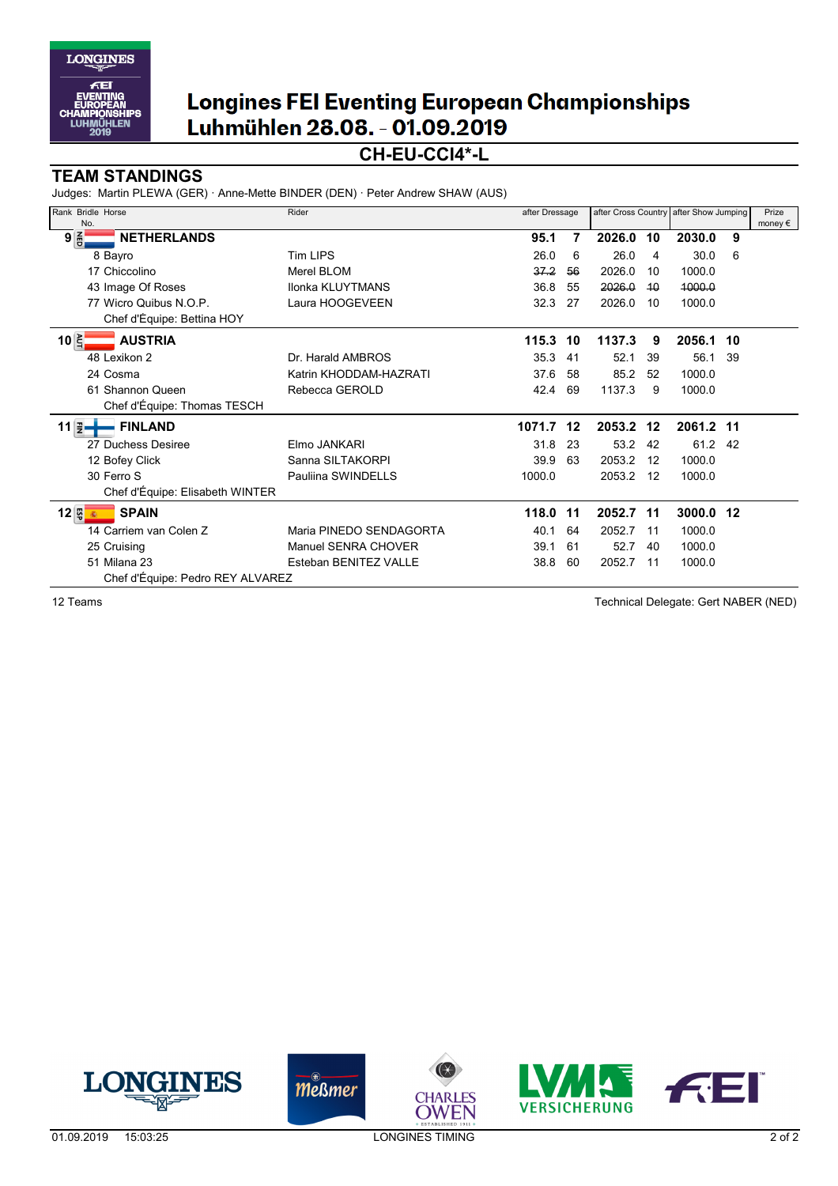# Longines FEI Eventing European Championships
# Luhmühlen 28.08. - 01.09.2019

## CH-EU-CCI4*-L

## TEAM STANDINGS

Judges: Martin PLEWA (GER) · Anne-Mette BINDER (DEN) · Peter Andrew SHAW (AUS)

| Rank | Bridle No. | Horse | Rider | after Dressage | | after Cross Country | | after Show Jumping | | Prize money € |
|---|---|---|---|---|---|---|---|---|---|---|
| 9 | NED | **NETHERLANDS** | | **95.1** | **7** | **2026.0** | **10** | **2030.0** | **9** | |
| | 8 | Bayro | Tim LIPS | 26.0 | 6 | 26.0 | 4 | 30.0 | 6 | |
| | 17 | Chiccolino | Merel BLOM | ~~37.2~~ | ~~56~~ | 2026.0 | 10 | 1000.0 | | |
| | 43 | Image Of Roses | Ilonka KLUYTMANS | 36.8 | 55 | ~~2026.0~~ | ~~10~~ | ~~1000.0~~ | | |
| | 77 | Wicro Quibus N.O.P. | Laura HOOGEVEEN | 32.3 | 27 | 2026.0 | 10 | 1000.0 | | |
| | | Chef d'Équipe: Bettina HOY | | | | | | | | |
| 10 | AUT | **AUSTRIA** | | **115.3** | **10** | **1137.3** | **9** | **2056.1** | **10** | |
| | 48 | Lexikon 2 | Dr. Harald AMBROS | 35.3 | 41 | 52.1 | 39 | 56.1 | 39 | |
| | 24 | Cosma | Katrin KHODDAM-HAZRATI | 37.6 | 58 | 85.2 | 52 | 1000.0 | | |
| | 61 | Shannon Queen | Rebecca GEROLD | 42.4 | 69 | 1137.3 | 9 | 1000.0 | | |
| | | Chef d'Équipe: Thomas TESCH | | | | | | | | |
| 11 | FIN | **FINLAND** | | **1071.7** | **12** | **2053.2** | **12** | **2061.2** | **11** | |
| | 27 | Duchess Desiree | Elmo JANKARI | 31.8 | 23 | 53.2 | 42 | 61.2 | 42 | |
| | 12 | Bofey Click | Sanna SILTAKORPI | 39.9 | 63 | 2053.2 | 12 | 1000.0 | | |
| | 30 | Ferro S | Pauliina SWINDELLS | 1000.0 | | 2053.2 | 12 | 1000.0 | | |
| | | Chef d'Équipe: Elisabeth WINTER | | | | | | | | |
| 12 | ESP | **SPAIN** | | **118.0** | **11** | **2052.7** | **11** | **3000.0** | **12** | |
| | 14 | Carriem van Colen Z | Maria PINEDO SENDAGORTA | 40.1 | 64 | 2052.7 | 11 | 1000.0 | | |
| | 25 | Cruising | Manuel SENRA CHOVER | 39.1 | 61 | 52.7 | 40 | 1000.0 | | |
| | 51 | Milana 23 | Esteban BENITEZ VALLE | 38.8 | 60 | 2052.7 | 11 | 1000.0 | | |
| | | Chef d'Équipe: Pedro REY ALVAREZ | | | | | | | | |

12 Teams

Technical Delegate: Gert NABER (NED)

01.09.2019 15:03:25 LONGINES TIMING